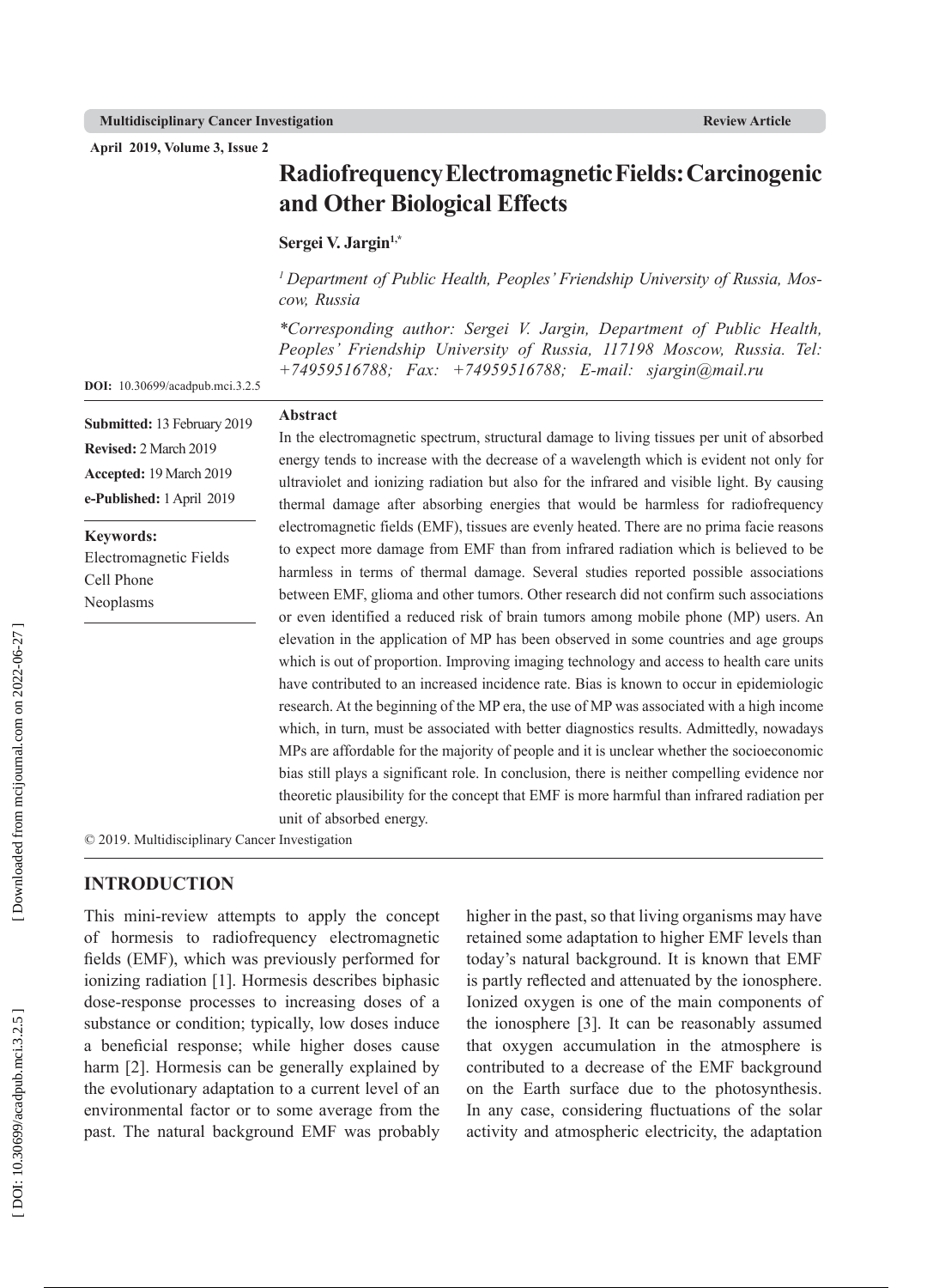# Radiofrequency Electromagnetic Fields: Carcinogenic and Other Biological Effects

**Sergei V. Jargin[1,*]**

*[1] Department of Public Health, Peoples' Friendship University of Russia, Moscow, Russia*

*\*Corresponding author: Sergei V. Jargin, Department of Public Health, Peoples' Friendship University of Russia, 117198 Moscow, Russia. Tel: +74959516788; Fax: +74959516788; E-mail: sjargin@mail.ru*

**DOI:** 10.30699/acadpub.mci.3.2.5

**Submitted:** 13 February 2019
**Revised:** 2 March 2019
**Accepted:** 19 March 2019
**e-Published:** 1 April 2019

**Keywords:**
Electromagnetic Fields
Cell Phone
Neoplasms

## Abstract

In the electromagnetic spectrum, structural damage to living tissues per unit of absorbed energy tends to increase with the decrease of a wavelength which is evident not only for ultraviolet and ionizing radiation but also for the infrared and visible light. By causing thermal damage after absorbing energies that would be harmless for radiofrequency electromagnetic fields (EMF), tissues are evenly heated. There are no prima facie reasons to expect more damage from EMF than from infrared radiation which is believed to be harmless in terms of thermal damage. Several studies reported possible associations between EMF, glioma and other tumors. Other research did not confirm such associations or even identified a reduced risk of brain tumors among mobile phone (MP) users. An elevation in the application of MP has been observed in some countries and age groups which is out of proportion. Improving imaging technology and access to health care units have contributed to an increased incidence rate. Bias is known to occur in epidemiologic research. At the beginning of the MP era, the use of MP was associated with a high income which, in turn, must be associated with better diagnostics results. Admittedly, nowadays MPs are affordable for the majority of people and it is unclear whether the socioeconomic bias still plays a significant role. In conclusion, there is neither compelling evidence nor theoretic plausibility for the concept that EMF is more harmful than infrared radiation per unit of absorbed energy.

© 2019. Multidisciplinary Cancer Investigation

## INTRODUCTION

This mini-review attempts to apply the concept of hormesis to radiofrequency electromagnetic fields (EMF), which was previously performed for ionizing radiation [1]. Hormesis describes biphasic dose-response processes to increasing doses of a substance or condition; typically, low doses induce a beneficial response; while higher doses cause harm [2]. Hormesis can be generally explained by the evolutionary adaptation to a current level of an environmental factor or to some average from the past. The natural background EMF was probably higher in the past, so that living organisms may have retained some adaptation to higher EMF levels than today's natural background. It is known that EMF is partly reflected and attenuated by the ionosphere. Ionized oxygen is one of the main components of the ionosphere [3]. It can be reasonably assumed that oxygen accumulation in the atmosphere is contributed to a decrease of the EMF background on the Earth surface due to the photosynthesis. In any case, considering fluctuations of the solar activity and atmospheric electricity, the adaptation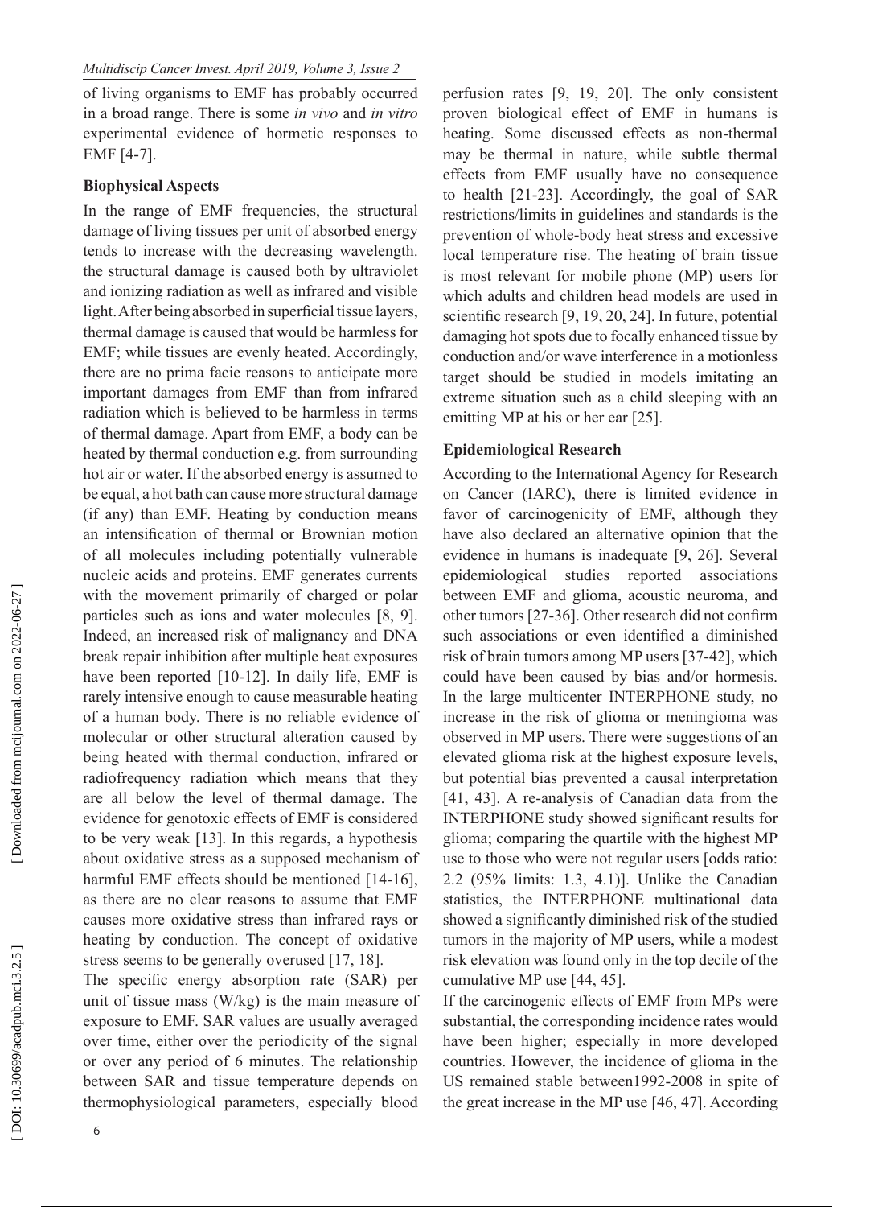of living organisms to EMF has probably occurred in a broad range. There is some *in vivo* and *in vitro* experimental evidence of hormetic responses to EMF [4-7].

**Biophysical Aspects**

In the range of EMF frequencies, the structural damage of living tissues per unit of absorbed energy tends to increase with the decreasing wavelength. the structural damage is caused both by ultraviolet and ionizing radiation as well as infrared and visible light. After being absorbed in superficial tissue layers, thermal damage is caused that would be harmless for EMF; while tissues are evenly heated. Accordingly, there are no prima facie reasons to anticipate more important damages from EMF than from infrared radiation which is believed to be harmless in terms of thermal damage. Apart from EMF, a body can be heated by thermal conduction e.g. from surrounding hot air or water. If the absorbed energy is assumed to be equal, a hot bath can cause more structural damage (if any) than EMF. Heating by conduction means an intensification of thermal or Brownian motion of all molecules including potentially vulnerable nucleic acids and proteins. EMF generates currents with the movement primarily of charged or polar particles such as ions and water molecules [8, 9]. Indeed, an increased risk of malignancy and DNA break repair inhibition after multiple heat exposures have been reported [10-12]. In daily life, EMF is rarely intensive enough to cause measurable heating of a human body. There is no reliable evidence of molecular or other structural alteration caused by being heated with thermal conduction, infrared or radiofrequency radiation which means that they are all below the level of thermal damage. The evidence for genotoxic effects of EMF is considered to be very weak [13]. In this regards, a hypothesis about oxidative stress as a supposed mechanism of harmful EMF effects should be mentioned [14-16], as there are no clear reasons to assume that EMF causes more oxidative stress than infrared rays or heating by conduction. The concept of oxidative stress seems to be generally overused [17, 18].

The specific energy absorption rate (SAR) per unit of tissue mass (W/kg) is the main measure of exposure to EMF. SAR values are usually averaged over time, either over the periodicity of the signal or over any period of 6 minutes. The relationship between SAR and tissue temperature depends on thermophysiological parameters, especially blood perfusion rates [9, 19, 20]. The only consistent proven biological effect of EMF in humans is heating. Some discussed effects as non-thermal may be thermal in nature, while subtle thermal effects from EMF usually have no consequence to health [21-23]. Accordingly, the goal of SAR restrictions/limits in guidelines and standards is the prevention of whole-body heat stress and excessive local temperature rise. The heating of brain tissue is most relevant for mobile phone (MP) users for which adults and children head models are used in scientific research [9, 19, 20, 24]. In future, potential damaging hot spots due to focally enhanced tissue by conduction and/or wave interference in a motionless target should be studied in models imitating an extreme situation such as a child sleeping with an emitting MP at his or her ear [25].

**Epidemiological Research**

According to the International Agency for Research on Cancer (IARC), there is limited evidence in favor of carcinogenicity of EMF, although they have also declared an alternative opinion that the evidence in humans is inadequate [9, 26]. Several epidemiological studies reported associations between EMF and glioma, acoustic neuroma, and other tumors [27-36]. Other research did not confirm such associations or even identified a diminished risk of brain tumors among MP users [37-42], which could have been caused by bias and/or hormesis. In the large multicenter INTERPHONE study, no increase in the risk of glioma or meningioma was observed in MP users. There were suggestions of an elevated glioma risk at the highest exposure levels, but potential bias prevented a causal interpretation [41, 43]. A re-analysis of Canadian data from the INTERPHONE study showed significant results for glioma; comparing the quartile with the highest MP use to those who were not regular users [odds ratio: 2.2 (95% limits: 1.3, 4.1)]. Unlike the Canadian statistics, the INTERPHONE multinational data showed a significantly diminished risk of the studied tumors in the majority of MP users, while a modest risk elevation was found only in the top decile of the cumulative MP use [44, 45].

If the carcinogenic effects of EMF from MPs were substantial, the corresponding incidence rates would have been higher; especially in more developed countries. However, the incidence of glioma in the US remained stable between1992-2008 in spite of the great increase in the MP use [46, 47]. According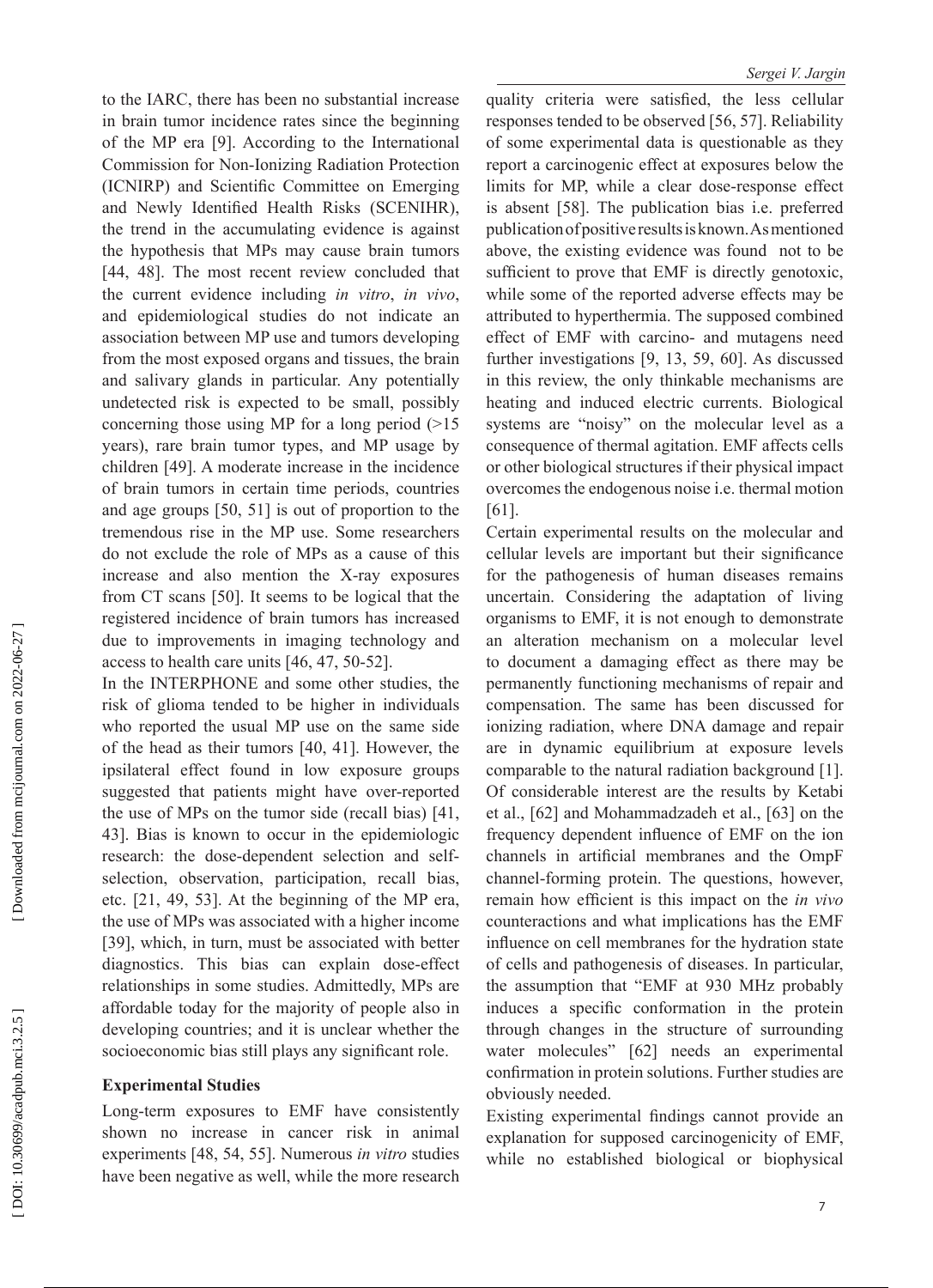to the IARC, there has been no substantial increase in brain tumor incidence rates since the beginning of the MP era [9]. According to the International Commission for Non-Ionizing Radiation Protection (ICNIRP) and Scientific Committee on Emerging and Newly Identified Health Risks (SCENIHR), the trend in the accumulating evidence is against the hypothesis that MPs may cause brain tumors [44, 48]. The most recent review concluded that the current evidence including *in vitro*, *in vivo*, and epidemiological studies do not indicate an association between MP use and tumors developing from the most exposed organs and tissues, the brain and salivary glands in particular. Any potentially undetected risk is expected to be small, possibly concerning those using MP for a long period (>15 years), rare brain tumor types, and MP usage by children [49]. A moderate increase in the incidence of brain tumors in certain time periods, countries and age groups [50, 51] is out of proportion to the tremendous rise in the MP use. Some researchers do not exclude the role of MPs as a cause of this increase and also mention the X-ray exposures from CT scans [50]. It seems to be logical that the registered incidence of brain tumors has increased due to improvements in imaging technology and access to health care units [46, 47, 50-52].

In the INTERPHONE and some other studies, the risk of glioma tended to be higher in individuals who reported the usual MP use on the same side of the head as their tumors [40, 41]. However, the ipsilateral effect found in low exposure groups suggested that patients might have over-reported the use of MPs on the tumor side (recall bias) [41, 43]. Bias is known to occur in the epidemiologic research: the dose-dependent selection and self-selection, observation, participation, recall bias, etc. [21, 49, 53]. At the beginning of the MP era, the use of MPs was associated with a higher income [39], which, in turn, must be associated with better diagnostics. This bias can explain dose-effect relationships in some studies. Admittedly, MPs are affordable today for the majority of people also in developing countries; and it is unclear whether the socioeconomic bias still plays any significant role.

**Experimental Studies**

Long-term exposures to EMF have consistently shown no increase in cancer risk in animal experiments [48, 54, 55]. Numerous *in vitro* studies have been negative as well, while the more research quality criteria were satisfied, the less cellular responses tended to be observed [56, 57]. Reliability of some experimental data is questionable as they report a carcinogenic effect at exposures below the limits for MP, while a clear dose-response effect is absent [58]. The publication bias i.e. preferred publication of positive results is known. As mentioned above, the existing evidence was found not to be sufficient to prove that EMF is directly genotoxic, while some of the reported adverse effects may be attributed to hyperthermia. The supposed combined effect of EMF with carcino- and mutagens need further investigations [9, 13, 59, 60]. As discussed in this review, the only thinkable mechanisms are heating and induced electric currents. Biological systems are "noisy" on the molecular level as a consequence of thermal agitation. EMF affects cells or other biological structures if their physical impact overcomes the endogenous noise i.e. thermal motion [61].

Certain experimental results on the molecular and cellular levels are important but their significance for the pathogenesis of human diseases remains uncertain. Considering the adaptation of living organisms to EMF, it is not enough to demonstrate an alteration mechanism on a molecular level to document a damaging effect as there may be permanently functioning mechanisms of repair and compensation. The same has been discussed for ionizing radiation, where DNA damage and repair are in dynamic equilibrium at exposure levels comparable to the natural radiation background [1]. Of considerable interest are the results by Ketabi et al., [62] and Mohammadzadeh et al., [63] on the frequency dependent influence of EMF on the ion channels in artificial membranes and the OmpF channel-forming protein. The questions, however, remain how efficient is this impact on the *in vivo* counteractions and what implications has the EMF influence on cell membranes for the hydration state of cells and pathogenesis of diseases. In particular, the assumption that "EMF at 930 MHz probably induces a specific conformation in the protein through changes in the structure of surrounding water molecules" [62] needs an experimental confirmation in protein solutions. Further studies are obviously needed.

Existing experimental findings cannot provide an explanation for supposed carcinogenicity of EMF, while no established biological or biophysical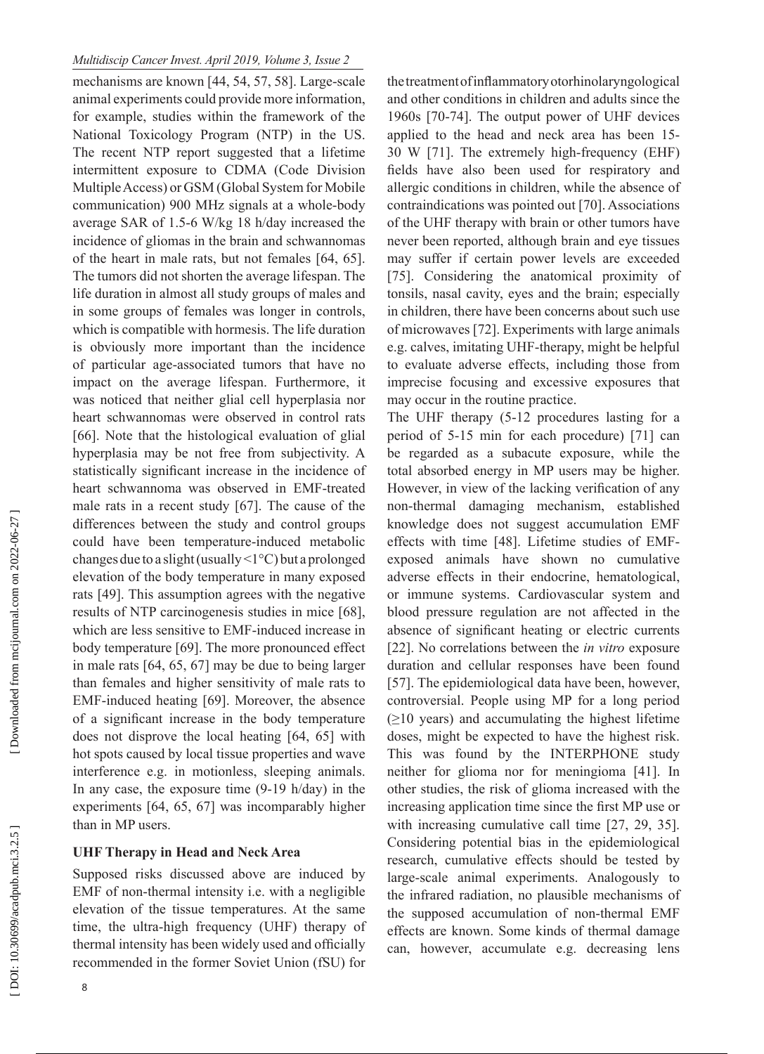mechanisms are known [44, 54, 57, 58]. Large-scale animal experiments could provide more information, for example, studies within the framework of the National Toxicology Program (NTP) in the US. The recent NTP report suggested that a lifetime intermittent exposure to CDMA (Code Division Multiple Access) or GSM (Global System for Mobile communication) 900 MHz signals at a whole-body average SAR of 1.5-6 W/kg 18 h/day increased the incidence of gliomas in the brain and schwannomas of the heart in male rats, but not females [64, 65]. The tumors did not shorten the average lifespan. The life duration in almost all study groups of males and in some groups of females was longer in controls, which is compatible with hormesis. The life duration is obviously more important than the incidence of particular age-associated tumors that have no impact on the average lifespan. Furthermore, it was noticed that neither glial cell hyperplasia nor heart schwannomas were observed in control rats [66]. Note that the histological evaluation of glial hyperplasia may be not free from subjectivity. A statistically significant increase in the incidence of heart schwannoma was observed in EMF-treated male rats in a recent study [67]. The cause of the differences between the study and control groups could have been temperature-induced metabolic changes due to a slight (usually <1°C) but a prolonged elevation of the body temperature in many exposed rats [49]. This assumption agrees with the negative results of NTP carcinogenesis studies in mice [68], which are less sensitive to EMF-induced increase in body temperature [69]. The more pronounced effect in male rats [64, 65, 67] may be due to being larger than females and higher sensitivity of male rats to EMF-induced heating [69]. Moreover, the absence of a significant increase in the body temperature does not disprove the local heating [64, 65] with hot spots caused by local tissue properties and wave interference e.g. in motionless, sleeping animals. In any case, the exposure time (9-19 h/day) in the experiments [64, 65, 67] was incomparably higher than in MP users.

### UHF Therapy in Head and Neck Area

Supposed risks discussed above are induced by EMF of non-thermal intensity i.e. with a negligible elevation of the tissue temperatures. At the same time, the ultra-high frequency (UHF) therapy of thermal intensity has been widely used and officially recommended in the former Soviet Union (fSU) for the treatment of inflammatory otorhinolaryngological and other conditions in children and adults since the 1960s [70-74]. The output power of UHF devices applied to the head and neck area has been 15-30 W [71]. The extremely high-frequency (EHF) fields have also been used for respiratory and allergic conditions in children, while the absence of contraindications was pointed out [70]. Associations of the UHF therapy with brain or other tumors have never been reported, although brain and eye tissues may suffer if certain power levels are exceeded [75]. Considering the anatomical proximity of tonsils, nasal cavity, eyes and the brain; especially in children, there have been concerns about such use of microwaves [72]. Experiments with large animals e.g. calves, imitating UHF-therapy, might be helpful to evaluate adverse effects, including those from imprecise focusing and excessive exposures that may occur in the routine practice.

The UHF therapy (5-12 procedures lasting for a period of 5-15 min for each procedure) [71] can be regarded as a subacute exposure, while the total absorbed energy in MP users may be higher. However, in view of the lacking verification of any non-thermal damaging mechanism, established knowledge does not suggest accumulation EMF effects with time [48]. Lifetime studies of EMF-exposed animals have shown no cumulative adverse effects in their endocrine, hematological, or immune systems. Cardiovascular system and blood pressure regulation are not affected in the absence of significant heating or electric currents [22]. No correlations between the *in vitro* exposure duration and cellular responses have been found [57]. The epidemiological data have been, however, controversial. People using MP for a long period (≥10 years) and accumulating the highest lifetime doses, might be expected to have the highest risk. This was found by the INTERPHONE study neither for glioma nor for meningioma [41]. In other studies, the risk of glioma increased with the increasing application time since the first MP use or with increasing cumulative call time [27, 29, 35]. Considering potential bias in the epidemiological research, cumulative effects should be tested by large-scale animal experiments. Analogously to the infrared radiation, no plausible mechanisms of the supposed accumulation of non-thermal EMF effects are known. Some kinds of thermal damage can, however, accumulate e.g. decreasing lens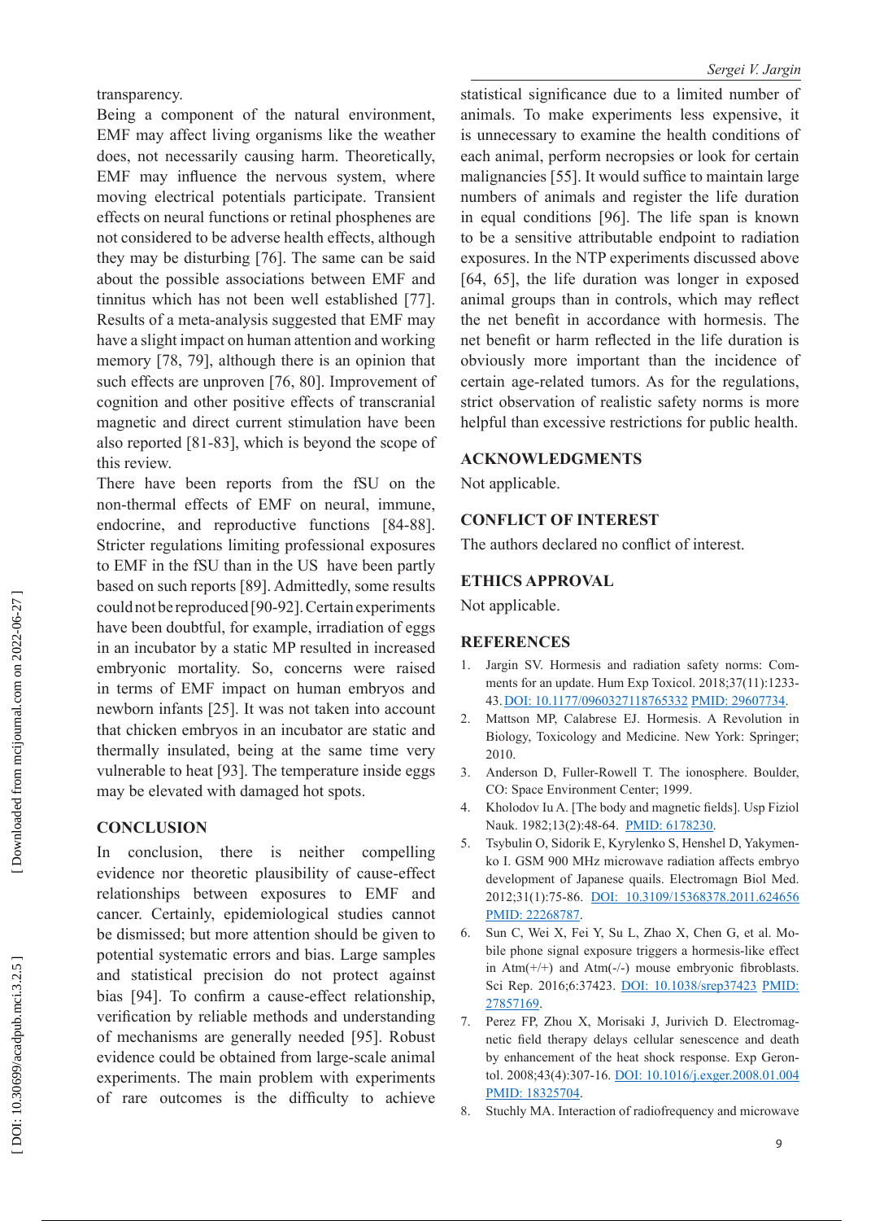transparency.

Being a component of the natural environment, EMF may affect living organisms like the weather does, not necessarily causing harm. Theoretically, EMF may influence the nervous system, where moving electrical potentials participate. Transient effects on neural functions or retinal phosphenes are not considered to be adverse health effects, although they may be disturbing [76]. The same can be said about the possible associations between EMF and tinnitus which has not been well established [77]. Results of a meta-analysis suggested that EMF may have a slight impact on human attention and working memory [78, 79], although there is an opinion that such effects are unproven [76, 80]. Improvement of cognition and other positive effects of transcranial magnetic and direct current stimulation have been also reported [81-83], which is beyond the scope of this review.

There have been reports from the fSU on the non-thermal effects of EMF on neural, immune, endocrine, and reproductive functions [84-88]. Stricter regulations limiting professional exposures to EMF in the fSU than in the US have been partly based on such reports [89]. Admittedly, some results could not be reproduced [90-92]. Certain experiments have been doubtful, for example, irradiation of eggs in an incubator by a static MP resulted in increased embryonic mortality. So, concerns were raised in terms of EMF impact on human embryos and newborn infants [25]. It was not taken into account that chicken embryos in an incubator are static and thermally insulated, being at the same time very vulnerable to heat [93]. The temperature inside eggs may be elevated with damaged hot spots.

## CONCLUSION

In conclusion, there is neither compelling evidence nor theoretic plausibility of cause-effect relationships between exposures to EMF and cancer. Certainly, epidemiological studies cannot be dismissed; but more attention should be given to potential systematic errors and bias. Large samples and statistical precision do not protect against bias [94]. To confirm a cause-effect relationship, verification by reliable methods and understanding of mechanisms are generally needed [95]. Robust evidence could be obtained from large-scale animal experiments. The main problem with experiments of rare outcomes is the difficulty to achieve statistical significance due to a limited number of animals. To make experiments less expensive, it is unnecessary to examine the health conditions of each animal, perform necropsies or look for certain malignancies [55]. It would suffice to maintain large numbers of animals and register the life duration in equal conditions [96]. The life span is known to be a sensitive attributable endpoint to radiation exposures. In the NTP experiments discussed above [64, 65], the life duration was longer in exposed animal groups than in controls, which may reflect the net benefit in accordance with hormesis. The net benefit or harm reflected in the life duration is obviously more important than the incidence of certain age-related tumors. As for the regulations, strict observation of realistic safety norms is more helpful than excessive restrictions for public health.

## ACKNOWLEDGMENTS

Not applicable.

## CONFLICT OF INTEREST

The authors declared no conflict of interest.

## ETHICS APPROVAL

Not applicable.

## REFERENCES

1. Jargin SV. Hormesis and radiation safety norms: Comments for an update. Hum Exp Toxicol. 2018;37(11):1233-43. DOI: 10.1177/0960327118765332 PMID: 29607734.
2. Mattson MP, Calabrese EJ. Hormesis. A Revolution in Biology, Toxicology and Medicine. New York: Springer; 2010.
3. Anderson D, Fuller-Rowell T. The ionosphere. Boulder, CO: Space Environment Center; 1999.
4. Kholodov Iu A. [The body and magnetic fields]. Usp Fiziol Nauk. 1982;13(2):48-64. PMID: 6178230.
5. Tsybulin O, Sidorik E, Kyrylenko S, Henshel D, Yakymenko I. GSM 900 MHz microwave radiation affects embryo development of Japanese quails. Electromagn Biol Med. 2012;31(1):75-86. DOI: 10.3109/15368378.2011.624656 PMID: 22268787.
6. Sun C, Wei X, Fei Y, Su L, Zhao X, Chen G, et al. Mobile phone signal exposure triggers a hormesis-like effect in Atm(+/+) and Atm(-/-) mouse embryonic fibroblasts. Sci Rep. 2016;6:37423. DOI: 10.1038/srep37423 PMID: 27857169.
7. Perez FP, Zhou X, Morisaki J, Jurivich D. Electromagnetic field therapy delays cellular senescence and death by enhancement of the heat shock response. Exp Gerontol. 2008;43(4):307-16. DOI: 10.1016/j.exger.2008.01.004 PMID: 18325704.
8. Stuchly MA. Interaction of radiofrequency and microwave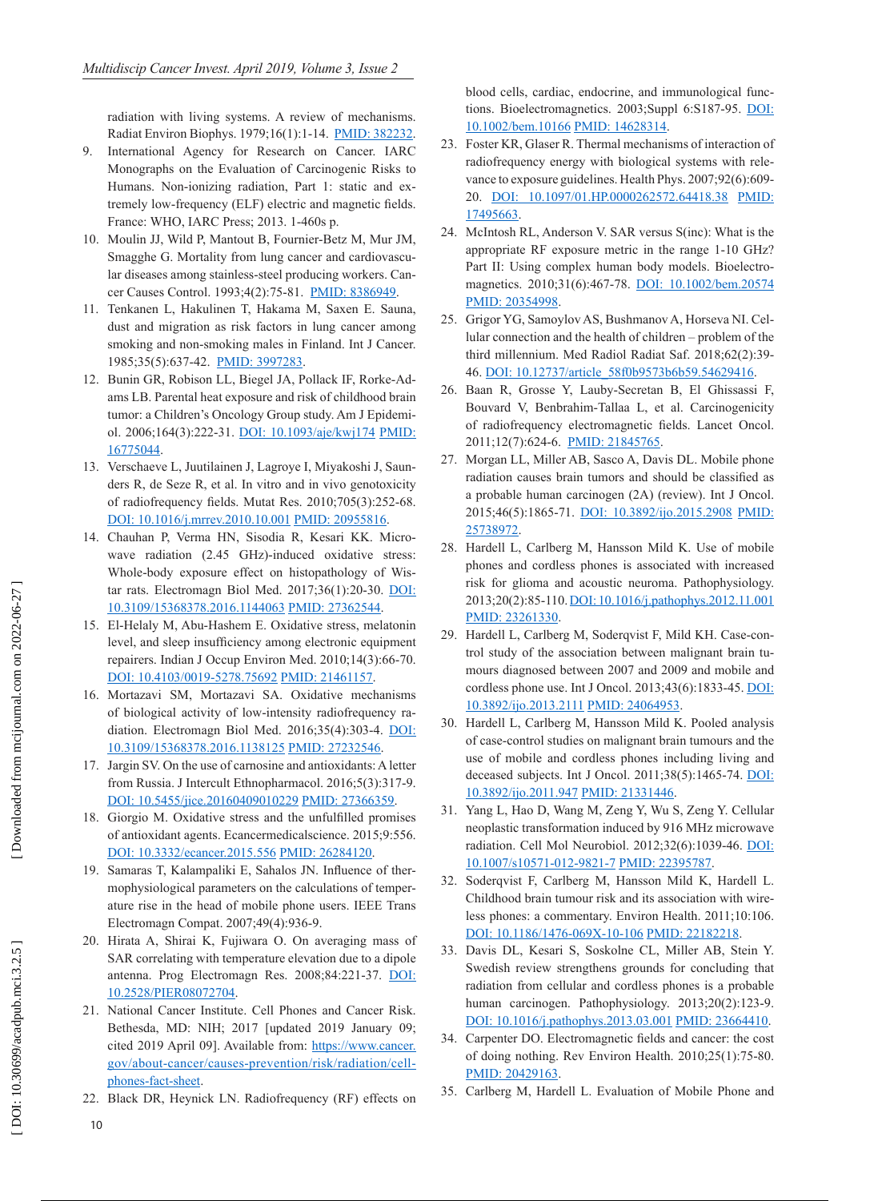radiation with living systems. A review of mechanisms. Radiat Environ Biophys. 1979;16(1):1-14. PMID: 382232.

9. International Agency for Research on Cancer. IARC Monographs on the Evaluation of Carcinogenic Risks to Humans. Non-ionizing radiation, Part 1: static and extremely low-frequency (ELF) electric and magnetic fields. France: WHO, IARC Press; 2013. 1-460s p.
10. Moulin JJ, Wild P, Mantout B, Fournier-Betz M, Mur JM, Smagghe G. Mortality from lung cancer and cardiovascular diseases among stainless-steel producing workers. Cancer Causes Control. 1993;4(2):75-81. PMID: 8386949.
11. Tenkanen L, Hakulinen T, Hakama M, Saxen E. Sauna, dust and migration as risk factors in lung cancer among smoking and non-smoking males in Finland. Int J Cancer. 1985;35(5):637-42. PMID: 3997283.
12. Bunin GR, Robison LL, Biegel JA, Pollack IF, Rorke-Adams LB. Parental heat exposure and risk of childhood brain tumor: a Children's Oncology Group study. Am J Epidemiol. 2006;164(3):222-31. DOI: 10.1093/aje/kwj174 PMID: 16775044.
13. Verschaeve L, Juutilainen J, Lagroye I, Miyakoshi J, Saunders R, de Seze R, et al. In vitro and in vivo genotoxicity of radiofrequency fields. Mutat Res. 2010;705(3):252-68. DOI: 10.1016/j.mrrev.2010.10.001 PMID: 20955816.
14. Chauhan P, Verma HN, Sisodia R, Kesari KK. Microwave radiation (2.45 GHz)-induced oxidative stress: Whole-body exposure effect on histopathology of Wistar rats. Electromagn Biol Med. 2017;36(1):20-30. DOI: 10.3109/15368378.2016.1144063 PMID: 27362544.
15. El-Helaly M, Abu-Hashem E. Oxidative stress, melatonin level, and sleep insufficiency among electronic equipment repairers. Indian J Occup Environ Med. 2010;14(3):66-70. DOI: 10.4103/0019-5278.75692 PMID: 21461157.
16. Mortazavi SM, Mortazavi SA. Oxidative mechanisms of biological activity of low-intensity radiofrequency radiation. Electromagn Biol Med. 2016;35(4):303-4. DOI: 10.3109/15368378.2016.1138125 PMID: 27232546.
17. Jargin SV. On the use of carnosine and antioxidants: A letter from Russia. J Intercult Ethnopharmacol. 2016;5(3):317-9. DOI: 10.5455/jice.20160409010229 PMID: 27366359.
18. Giorgio M. Oxidative stress and the unfulfilled promises of antioxidant agents. Ecancermedicalscience. 2015;9:556. DOI: 10.3332/ecancer.2015.556 PMID: 26284120.
19. Samaras T, Kalampaliki E, Sahalos JN. Influence of thermophysiological parameters on the calculations of temperature rise in the head of mobile phone users. IEEE Trans Electromagn Compat. 2007;49(4):936-9.
20. Hirata A, Shirai K, Fujiwara O. On averaging mass of SAR correlating with temperature elevation due to a dipole antenna. Prog Electromagn Res. 2008;84:221-37. DOI: 10.2528/PIER08072704.
21. National Cancer Institute. Cell Phones and Cancer Risk. Bethesda, MD: NIH; 2017 [updated 2019 January 09; cited 2019 April 09]. Available from: https://www.cancer.gov/about-cancer/causes-prevention/risk/radiation/cell-phones-fact-sheet.
22. Black DR, Heynick LN. Radiofrequency (RF) effects on blood cells, cardiac, endocrine, and immunological functions. Bioelectromagnetics. 2003;Suppl 6:S187-95. DOI: 10.1002/bem.10166 PMID: 14628314.
23. Foster KR, Glaser R. Thermal mechanisms of interaction of radiofrequency energy with biological systems with relevance to exposure guidelines. Health Phys. 2007;92(6):609-20. DOI: 10.1097/01.HP.0000262572.64418.38 PMID: 17495663.
24. McIntosh RL, Anderson V. SAR versus S(inc): What is the appropriate RF exposure metric in the range 1-10 GHz? Part II: Using complex human body models. Bioelectromagnetics. 2010;31(6):467-78. DOI: 10.1002/bem.20574 PMID: 20354998.
25. Grigor YG, Samoylov AS, Bushmanov A, Horseva NI. Cellular connection and the health of children – problem of the third millennium. Med Radiol Radiat Saf. 2018;62(2):39-46. DOI: 10.12737/article_58f0b9573b6b59.54629416.
26. Baan R, Grosse Y, Lauby-Secretan B, El Ghissassi F, Bouvard V, Benbrahim-Tallaa L, et al. Carcinogenicity of radiofrequency electromagnetic fields. Lancet Oncol. 2011;12(7):624-6. PMID: 21845765.
27. Morgan LL, Miller AB, Sasco A, Davis DL. Mobile phone radiation causes brain tumors and should be classified as a probable human carcinogen (2A) (review). Int J Oncol. 2015;46(5):1865-71. DOI: 10.3892/ijo.2015.2908 PMID: 25738972.
28. Hardell L, Carlberg M, Hansson Mild K. Use of mobile phones and cordless phones is associated with increased risk for glioma and acoustic neuroma. Pathophysiology. 2013;20(2):85-110. DOI: 10.1016/j.pathophys.2012.11.001 PMID: 23261330.
29. Hardell L, Carlberg M, Soderqvist F, Mild KH. Case-control study of the association between malignant brain tumours diagnosed between 2007 and 2009 and mobile and cordless phone use. Int J Oncol. 2013;43(6):1833-45. DOI: 10.3892/ijo.2013.2111 PMID: 24064953.
30. Hardell L, Carlberg M, Hansson Mild K. Pooled analysis of case-control studies on malignant brain tumours and the use of mobile and cordless phones including living and deceased subjects. Int J Oncol. 2011;38(5):1465-74. DOI: 10.3892/ijo.2011.947 PMID: 21331446.
31. Yang L, Hao D, Wang M, Zeng Y, Wu S, Zeng Y. Cellular neoplastic transformation induced by 916 MHz microwave radiation. Cell Mol Neurobiol. 2012;32(6):1039-46. DOI: 10.1007/s10571-012-9821-7 PMID: 22395787.
32. Soderqvist F, Carlberg M, Hansson Mild K, Hardell L. Childhood brain tumour risk and its association with wireless phones: a commentary. Environ Health. 2011;10:106. DOI: 10.1186/1476-069X-10-106 PMID: 22182218.
33. Davis DL, Kesari S, Soskolne CL, Miller AB, Stein Y. Swedish review strengthens grounds for concluding that radiation from cellular and cordless phones is a probable human carcinogen. Pathophysiology. 2013;20(2):123-9. DOI: 10.1016/j.pathophys.2013.03.001 PMID: 23664410.
34. Carpenter DO. Electromagnetic fields and cancer: the cost of doing nothing. Rev Environ Health. 2010;25(1):75-80. PMID: 20429163.
35. Carlberg M, Hardell L. Evaluation of Mobile Phone and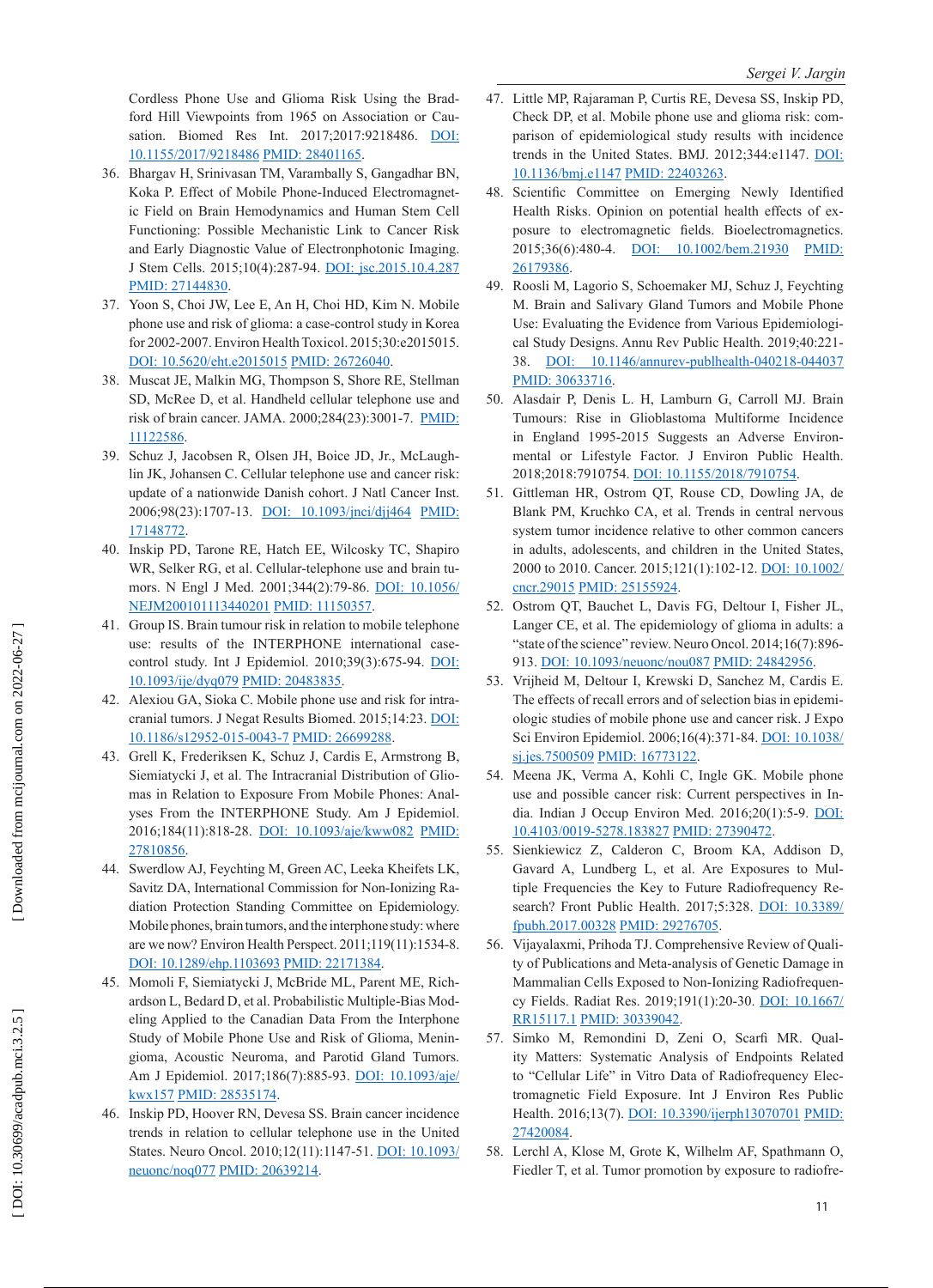Cordless Phone Use and Glioma Risk Using the Bradford Hill Viewpoints from 1965 on Association or Causation. Biomed Res Int. 2017;2017:9218486. DOI: 10.1155/2017/9218486 PMID: 28401165.

36. Bhargav H, Srinivasan TM, Varambally S, Gangadhar BN, Koka P. Effect of Mobile Phone-Induced Electromagnetic Field on Brain Hemodynamics and Human Stem Cell Functioning: Possible Mechanistic Link to Cancer Risk and Early Diagnostic Value of Electronphotonic Imaging. J Stem Cells. 2015;10(4):287-94. DOI: jsc.2015.10.4.287 PMID: 27144830.
37. Yoon S, Choi JW, Lee E, An H, Choi HD, Kim N. Mobile phone use and risk of glioma: a case-control study in Korea for 2002-2007. Environ Health Toxicol. 2015;30:e2015015. DOI: 10.5620/eht.e2015015 PMID: 26726040.
38. Muscat JE, Malkin MG, Thompson S, Shore RE, Stellman SD, McRee D, et al. Handheld cellular telephone use and risk of brain cancer. JAMA. 2000;284(23):3001-7. PMID: 11122586.
39. Schuz J, Jacobsen R, Olsen JH, Boice JD, Jr., McLaughlin JK, Johansen C. Cellular telephone use and cancer risk: update of a nationwide Danish cohort. J Natl Cancer Inst. 2006;98(23):1707-13. DOI: 10.1093/jnci/djj464 PMID: 17148772.
40. Inskip PD, Tarone RE, Hatch EE, Wilcosky TC, Shapiro WR, Selker RG, et al. Cellular-telephone use and brain tumors. N Engl J Med. 2001;344(2):79-86. DOI: 10.1056/NEJM200101113440201 PMID: 11150357.
41. Group IS. Brain tumour risk in relation to mobile telephone use: results of the INTERPHONE international case-control study. Int J Epidemiol. 2010;39(3):675-94. DOI: 10.1093/ije/dyq079 PMID: 20483835.
42. Alexiou GA, Sioka C. Mobile phone use and risk for intracranial tumors. J Negat Results Biomed. 2015;14:23. DOI: 10.1186/s12952-015-0043-7 PMID: 26699288.
43. Grell K, Frederiksen K, Schuz J, Cardis E, Armstrong B, Siemiatycki J, et al. The Intracranial Distribution of Gliomas in Relation to Exposure From Mobile Phones: Analyses From the INTERPHONE Study. Am J Epidemiol. 2016;184(11):818-28. DOI: 10.1093/aje/kww082 PMID: 27810856.
44. Swerdlow AJ, Feychting M, Green AC, Leeka Kheifets LK, Savitz DA, International Commission for Non-Ionizing Radiation Protection Standing Committee on Epidemiology. Mobile phones, brain tumors, and the interphone study: where are we now? Environ Health Perspect. 2011;119(11):1534-8. DOI: 10.1289/ehp.1103693 PMID: 22171384.
45. Momoli F, Siemiatycki J, McBride ML, Parent ME, Richardson L, Bedard D, et al. Probabilistic Multiple-Bias Modeling Applied to the Canadian Data From the Interphone Study of Mobile Phone Use and Risk of Glioma, Meningioma, Acoustic Neuroma, and Parotid Gland Tumors. Am J Epidemiol. 2017;186(7):885-93. DOI: 10.1093/aje/kwx157 PMID: 28535174.
46. Inskip PD, Hoover RN, Devesa SS. Brain cancer incidence trends in relation to cellular telephone use in the United States. Neuro Oncol. 2010;12(11):1147-51. DOI: 10.1093/neuonc/noq077 PMID: 20639214.
47. Little MP, Rajaraman P, Curtis RE, Devesa SS, Inskip PD, Check DP, et al. Mobile phone use and glioma risk: comparison of epidemiological study results with incidence trends in the United States. BMJ. 2012;344:e1147. DOI: 10.1136/bmj.e1147 PMID: 22403263.
48. Scientific Committee on Emerging Newly Identified Health Risks. Opinion on potential health effects of exposure to electromagnetic fields. Bioelectromagnetics. 2015;36(6):480-4. DOI: 10.1002/bem.21930 PMID: 26179386.
49. Roosli M, Lagorio S, Schoemaker MJ, Schuz J, Feychting M. Brain and Salivary Gland Tumors and Mobile Phone Use: Evaluating the Evidence from Various Epidemiological Study Designs. Annu Rev Public Health. 2019;40:221-38. DOI: 10.1146/annurev-publhealth-040218-044037 PMID: 30633716.
50. Alasdair P, Denis L. H, Lamburn G, Carroll MJ. Brain Tumours: Rise in Glioblastoma Multiforme Incidence in England 1995-2015 Suggests an Adverse Environmental or Lifestyle Factor. J Environ Public Health. 2018;2018:7910754. DOI: 10.1155/2018/7910754.
51. Gittleman HR, Ostrom QT, Rouse CD, Dowling JA, de Blank PM, Kruchko CA, et al. Trends in central nervous system tumor incidence relative to other common cancers in adults, adolescents, and children in the United States, 2000 to 2010. Cancer. 2015;121(1):102-12. DOI: 10.1002/cncr.29015 PMID: 25155924.
52. Ostrom QT, Bauchet L, Davis FG, Deltour I, Fisher JL, Langer CE, et al. The epidemiology of glioma in adults: a "state of the science" review. Neuro Oncol. 2014;16(7):896-913. DOI: 10.1093/neuonc/nou087 PMID: 24842956.
53. Vrijheid M, Deltour I, Krewski D, Sanchez M, Cardis E. The effects of recall errors and of selection bias in epidemiologic studies of mobile phone use and cancer risk. J Expo Sci Environ Epidemiol. 2006;16(4):371-84. DOI: 10.1038/sj.jes.7500509 PMID: 16773122.
54. Meena JK, Verma A, Kohli C, Ingle GK. Mobile phone use and possible cancer risk: Current perspectives in India. Indian J Occup Environ Med. 2016;20(1):5-9. DOI: 10.4103/0019-5278.183827 PMID: 27390472.
55. Sienkiewicz Z, Calderon C, Broom KA, Addison D, Gavard A, Lundberg L, et al. Are Exposures to Multiple Frequencies the Key to Future Radiofrequency Research? Front Public Health. 2017;5:328. DOI: 10.3389/fpubh.2017.00328 PMID: 29276705.
56. Vijayalaxmi, Prihoda TJ. Comprehensive Review of Quality of Publications and Meta-analysis of Genetic Damage in Mammalian Cells Exposed to Non-Ionizing Radiofrequency Fields. Radiat Res. 2019;191(1):20-30. DOI: 10.1667/RR15117.1 PMID: 30339042.
57. Simko M, Remondini D, Zeni O, Scarfi MR. Quality Matters: Systematic Analysis of Endpoints Related to "Cellular Life" in Vitro Data of Radiofrequency Electromagnetic Field Exposure. Int J Environ Res Public Health. 2016;13(7). DOI: 10.3390/ijerph13070701 PMID: 27420084.
58. Lerchl A, Klose M, Grote K, Wilhelm AF, Spathmann O, Fiedler T, et al. Tumor promotion by exposure to radiofre-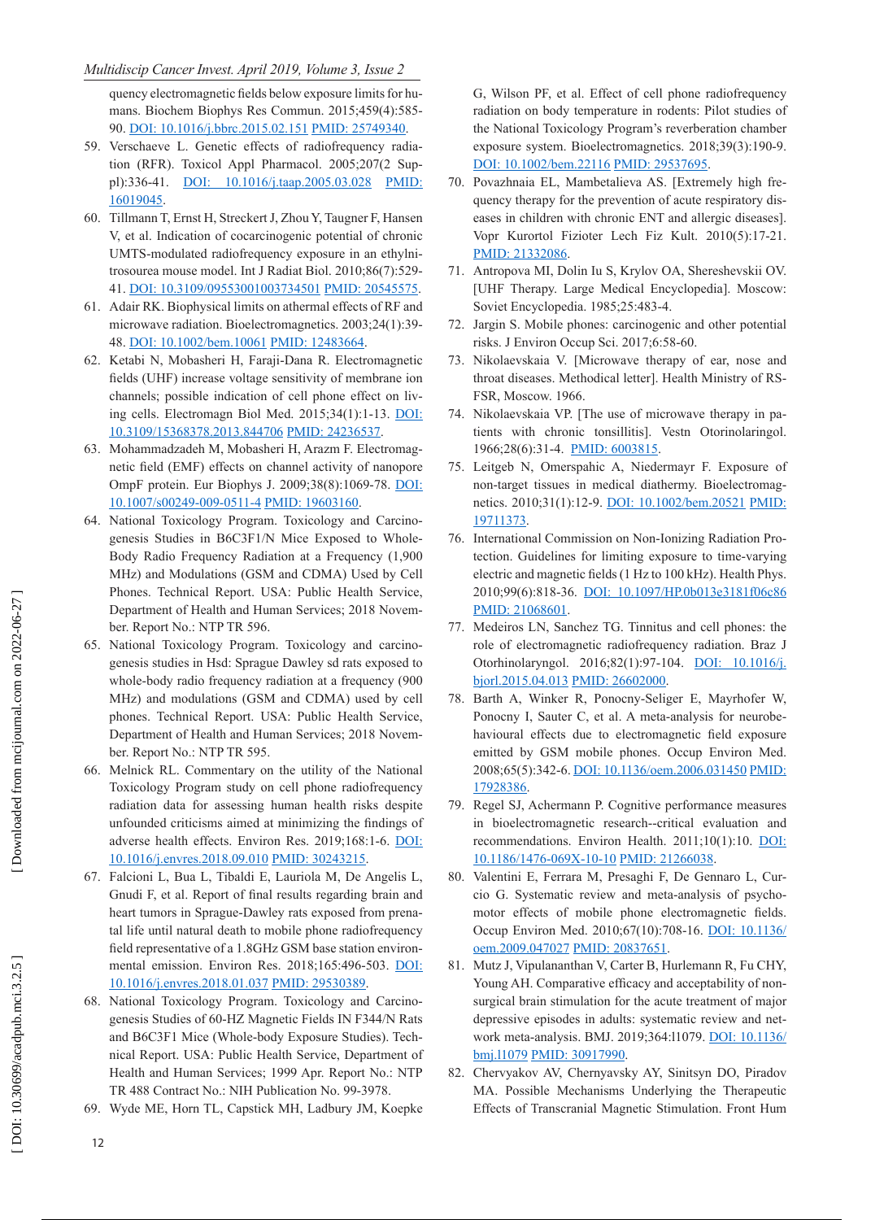quency electromagnetic fields below exposure limits for humans. Biochem Biophys Res Commun. 2015;459(4):585-90. DOI: 10.1016/j.bbrc.2015.02.151 PMID: 25749340.

59. Verschaeve L. Genetic effects of radiofrequency radiation (RFR). Toxicol Appl Pharmacol. 2005;207(2 Suppl):336-41. DOI: 10.1016/j.taap.2005.03.028 PMID: 16019045.
60. Tillmann T, Ernst H, Streckert J, Zhou Y, Taugner F, Hansen V, et al. Indication of cocarcinogenic potential of chronic UMTS-modulated radiofrequency exposure in an ethylnitrosourea mouse model. Int J Radiat Biol. 2010;86(7):529-41. DOI: 10.3109/09553001003734501 PMID: 20545575.
61. Adair RK. Biophysical limits on athermal effects of RF and microwave radiation. Bioelectromagnetics. 2003;24(1):39-48. DOI: 10.1002/bem.10061 PMID: 12483664.
62. Ketabi N, Mobasheri H, Faraji-Dana R. Electromagnetic fields (UHF) increase voltage sensitivity of membrane ion channels; possible indication of cell phone effect on living cells. Electromagn Biol Med. 2015;34(1):1-13. DOI: 10.3109/15368378.2013.844706 PMID: 24236537.
63. Mohammadzadeh M, Mobasheri H, Arazm F. Electromagnetic field (EMF) effects on channel activity of nanopore OmpF protein. Eur Biophys J. 2009;38(8):1069-78. DOI: 10.1007/s00249-009-0511-4 PMID: 19603160.
64. National Toxicology Program. Toxicology and Carcinogenesis Studies in B6C3F1/N Mice Exposed to Whole-Body Radio Frequency Radiation at a Frequency (1,900 MHz) and Modulations (GSM and CDMA) Used by Cell Phones. Technical Report. USA: Public Health Service, Department of Health and Human Services; 2018 November. Report No.: NTP TR 596.
65. National Toxicology Program. Toxicology and carcinogenesis studies in Hsd: Sprague Dawley sd rats exposed to whole-body radio frequency radiation at a frequency (900 MHz) and modulations (GSM and CDMA) used by cell phones. Technical Report. USA: Public Health Service, Department of Health and Human Services; 2018 November. Report No.: NTP TR 595.
66. Melnick RL. Commentary on the utility of the National Toxicology Program study on cell phone radiofrequency radiation data for assessing human health risks despite unfounded criticisms aimed at minimizing the findings of adverse health effects. Environ Res. 2019;168:1-6. DOI: 10.1016/j.envres.2018.09.010 PMID: 30243215.
67. Falcioni L, Bua L, Tibaldi E, Lauriola M, De Angelis L, Gnudi F, et al. Report of final results regarding brain and heart tumors in Sprague-Dawley rats exposed from prenatal life until natural death to mobile phone radiofrequency field representative of a 1.8GHz GSM base station environmental emission. Environ Res. 2018;165:496-503. DOI: 10.1016/j.envres.2018.01.037 PMID: 29530389.
68. National Toxicology Program. Toxicology and Carcinogenesis Studies of 60-HZ Magnetic Fields IN F344/N Rats and B6C3F1 Mice (Whole-body Exposure Studies). Technical Report. USA: Public Health Service, Department of Health and Human Services; 1999 Apr. Report No.: NTP TR 488 Contract No.: NIH Publication No. 99-3978.
69. Wyde ME, Horn TL, Capstick MH, Ladbury JM, Koepke G, Wilson PF, et al. Effect of cell phone radiofrequency radiation on body temperature in rodents: Pilot studies of the National Toxicology Program's reverberation chamber exposure system. Bioelectromagnetics. 2018;39(3):190-9. DOI: 10.1002/bem.22116 PMID: 29537695.
70. Povazhnaia EL, Mambetalieva AS. [Extremely high frequency therapy for the prevention of acute respiratory diseases in children with chronic ENT and allergic diseases]. Vopr Kurortol Fizioter Lech Fiz Kult. 2010(5):17-21. PMID: 21332086.
71. Antropova MI, Dolin Iu S, Krylov OA, Shereshevskii OV. [UHF Therapy. Large Medical Encyclopedia]. Moscow: Soviet Encyclopedia. 1985;25:483-4.
72. Jargin S. Mobile phones: carcinogenic and other potential risks. J Environ Occup Sci. 2017;6:58-60.
73. Nikolaevskaia V. [Microwave therapy of ear, nose and throat diseases. Methodical letter]. Health Ministry of RSFSR, Moscow. 1966.
74. Nikolaevskaia VP. [The use of microwave therapy in patients with chronic tonsillitis]. Vestn Otorinolaringol. 1966;28(6):31-4. PMID: 6003815.
75. Leitgeb N, Omerspahic A, Niedermayr F. Exposure of non-target tissues in medical diathermy. Bioelectromagnetics. 2010;31(1):12-9. DOI: 10.1002/bem.20521 PMID: 19711373.
76. International Commission on Non-Ionizing Radiation Protection. Guidelines for limiting exposure to time-varying electric and magnetic fields (1 Hz to 100 kHz). Health Phys. 2010;99(6):818-36. DOI: 10.1097/HP.0b013e3181f06c86 PMID: 21068601.
77. Medeiros LN, Sanchez TG. Tinnitus and cell phones: the role of electromagnetic radiofrequency radiation. Braz J Otorhinolaryngol. 2016;82(1):97-104. DOI: 10.1016/j.bjorl.2015.04.013 PMID: 26602000.
78. Barth A, Winker R, Ponocny-Seliger E, Mayrhofer W, Ponocny I, Sauter C, et al. A meta-analysis for neurobehavioural effects due to electromagnetic field exposure emitted by GSM mobile phones. Occup Environ Med. 2008;65(5):342-6. DOI: 10.1136/oem.2006.031450 PMID: 17928386.
79. Regel SJ, Achermann P. Cognitive performance measures in bioelectromagnetic research--critical evaluation and recommendations. Environ Health. 2011;10(1):10. DOI: 10.1186/1476-069X-10-10 PMID: 21266038.
80. Valentini E, Ferrara M, Presaghi F, De Gennaro L, Curcio G. Systematic review and meta-analysis of psychomotor effects of mobile phone electromagnetic fields. Occup Environ Med. 2010;67(10):708-16. DOI: 10.1136/oem.2009.047027 PMID: 20837651.
81. Mutz J, Vipulananthan V, Carter B, Hurlemann R, Fu CHY, Young AH. Comparative efficacy and acceptability of non-surgical brain stimulation for the acute treatment of major depressive episodes in adults: systematic review and network meta-analysis. BMJ. 2019;364:l1079. DOI: 10.1136/bmj.l1079 PMID: 30917990.
82. Chervyakov AV, Chernyavsky AY, Sinitsyn DO, Piradov MA. Possible Mechanisms Underlying the Therapeutic Effects of Transcranial Magnetic Stimulation. Front Hum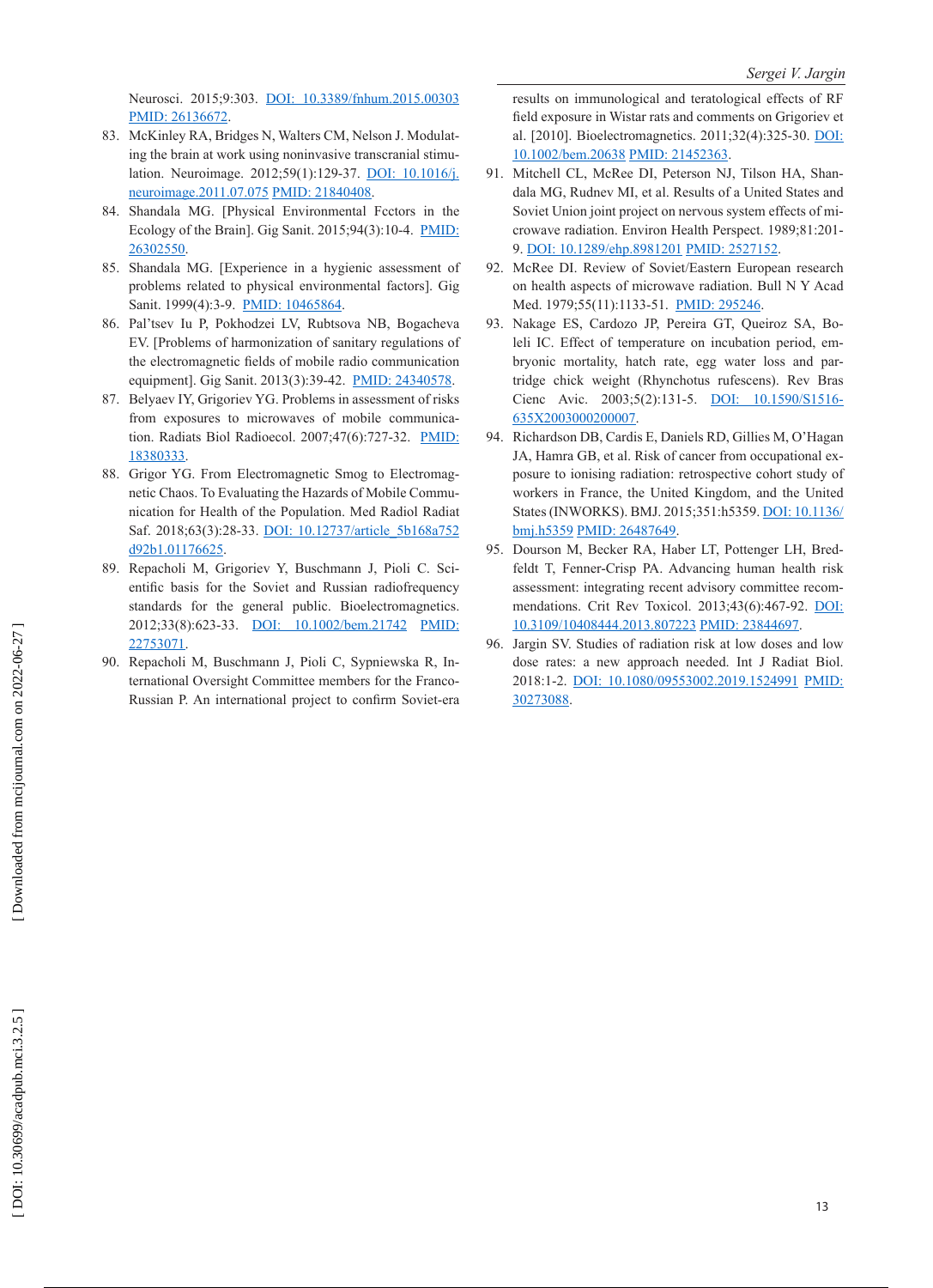Neurosci. 2015;9:303. DOI: 10.3389/fnhum.2015.00303 PMID: 26136672.

83. McKinley RA, Bridges N, Walters CM, Nelson J. Modulating the brain at work using noninvasive transcranial stimulation. Neuroimage. 2012;59(1):129-37. DOI: 10.1016/j.neuroimage.2011.07.075 PMID: 21840408.
84. Shandala MG. [Physical Environmental Fcctors in the Ecology of the Brain]. Gig Sanit. 2015;94(3):10-4. PMID: 26302550.
85. Shandala MG. [Experience in a hygienic assessment of problems related to physical environmental factors]. Gig Sanit. 1999(4):3-9. PMID: 10465864.
86. Pal'tsev Iu P, Pokhodzei LV, Rubtsova NB, Bogacheva EV. [Problems of harmonization of sanitary regulations of the electromagnetic fields of mobile radio communication equipment]. Gig Sanit. 2013(3):39-42. PMID: 24340578.
87. Belyaev IY, Grigoriev YG. Problems in assessment of risks from exposures to microwaves of mobile communication. Radiats Biol Radioecol. 2007;47(6):727-32. PMID: 18380333.
88. Grigor YG. From Electromagnetic Smog to Electromagnetic Chaos. To Evaluating the Hazards of Mobile Communication for Health of the Population. Med Radiol Radiat Saf. 2018;63(3):28-33. DOI: 10.12737/article_5b168a752d92b1.01176625.
89. Repacholi M, Grigoriev Y, Buschmann J, Pioli C. Scientific basis for the Soviet and Russian radiofrequency standards for the general public. Bioelectromagnetics. 2012;33(8):623-33. DOI: 10.1002/bem.21742 PMID: 22753071.
90. Repacholi M, Buschmann J, Pioli C, Sypniewska R, International Oversight Committee members for the Franco-Russian P. An international project to confirm Soviet-era results on immunological and teratological effects of RF field exposure in Wistar rats and comments on Grigoriev et al. [2010]. Bioelectromagnetics. 2011;32(4):325-30. DOI: 10.1002/bem.20638 PMID: 21452363.
91. Mitchell CL, McRee DI, Peterson NJ, Tilson HA, Shandala MG, Rudnev MI, et al. Results of a United States and Soviet Union joint project on nervous system effects of microwave radiation. Environ Health Perspect. 1989;81:201-9. DOI: 10.1289/ehp.8981201 PMID: 2527152.
92. McRee DI. Review of Soviet/Eastern European research on health aspects of microwave radiation. Bull N Y Acad Med. 1979;55(11):1133-51. PMID: 295246.
93. Nakage ES, Cardozo JP, Pereira GT, Queiroz SA, Boleli IC. Effect of temperature on incubation period, embryonic mortality, hatch rate, egg water loss and partridge chick weight (Rhynchotus rufescens). Rev Bras Cienc Avic. 2003;5(2):131-5. DOI: 10.1590/S1516-635X2003000200007.
94. Richardson DB, Cardis E, Daniels RD, Gillies M, O'Hagan JA, Hamra GB, et al. Risk of cancer from occupational exposure to ionising radiation: retrospective cohort study of workers in France, the United Kingdom, and the United States (INWORKS). BMJ. 2015;351:h5359. DOI: 10.1136/bmj.h5359 PMID: 26487649.
95. Dourson M, Becker RA, Haber LT, Pottenger LH, Bredfeldt T, Fenner-Crisp PA. Advancing human health risk assessment: integrating recent advisory committee recommendations. Crit Rev Toxicol. 2013;43(6):467-92. DOI: 10.3109/10408444.2013.807223 PMID: 23844697.
96. Jargin SV. Studies of radiation risk at low doses and low dose rates: a new approach needed. Int J Radiat Biol. 2018:1-2. DOI: 10.1080/09553002.2019.1524991 PMID: 30273088.